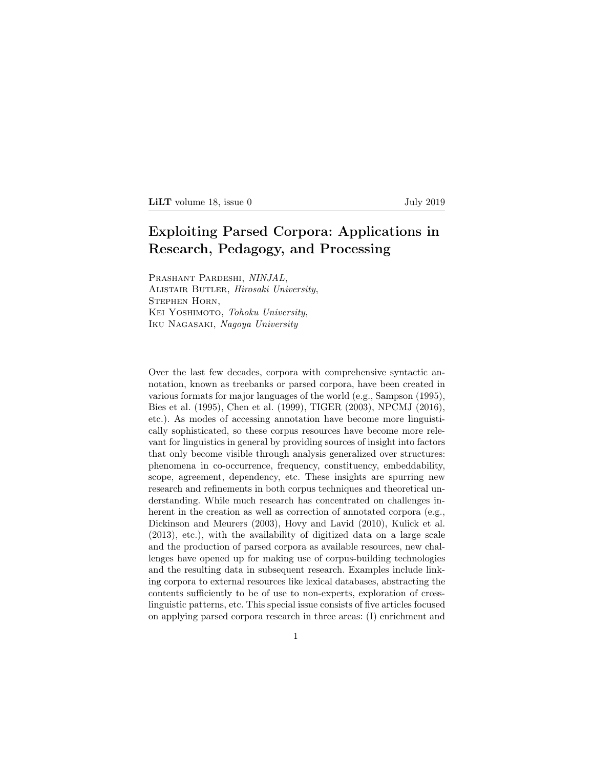# Exploiting Parsed Corpora: Applications in Research, Pedagogy, and Processing

Prashant Pardeshi, *NINJAL*,
Alistair Butler, *Hirosaki University*,
Stephen Horn,
Kei Yoshimoto, *Tohoku University*,
Iku Nagasaki, *Nagoya University*

Over the last few decades, corpora with comprehensive syntactic annotation, known as treebanks or parsed corpora, have been created in various formats for major languages of the world (e.g., Sampson (1995), Bies et al. (1995), Chen et al. (1999), TIGER (2003), NPCMJ (2016), etc.). As modes of accessing annotation have become more linguistically sophisticated, so these corpus resources have become more relevant for linguistics in general by providing sources of insight into factors that only become visible through analysis generalized over structures: phenomena in co-occurrence, frequency, constituency, embeddability, scope, agreement, dependency, etc. These insights are spurring new research and refinements in both corpus techniques and theoretical understanding. While much research has concentrated on challenges inherent in the creation as well as correction of annotated corpora (e.g., Dickinson and Meurers (2003), Hovy and Lavid (2010), Kulick et al. (2013), etc.), with the availability of digitized data on a large scale and the production of parsed corpora as available resources, new challenges have opened up for making use of corpus-building technologies and the resulting data in subsequent research. Examples include linking corpora to external resources like lexical databases, abstracting the contents sufficiently to be of use to non-experts, exploration of cross-linguistic patterns, etc. This special issue consists of five articles focused on applying parsed corpora research in three areas: (I) enrichment and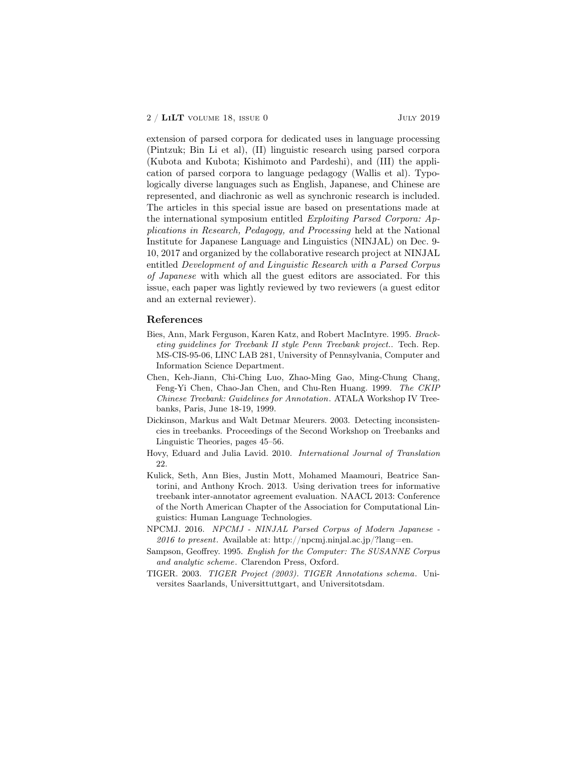extension of parsed corpora for dedicated uses in language processing (Pintzuk; Bin Li et al), (II) linguistic research using parsed corpora (Kubota and Kubota; Kishimoto and Pardeshi), and (III) the application of parsed corpora to language pedagogy (Wallis et al). Typologically diverse languages such as English, Japanese, and Chinese are represented, and diachronic as well as synchronic research is included. The articles in this special issue are based on presentations made at the international symposium entitled *Exploiting Parsed Corpora: Applications in Research, Pedagogy, and Processing* held at the National Institute for Japanese Language and Linguistics (NINJAL) on Dec. 9-10, 2017 and organized by the collaborative research project at NINJAL entitled *Development of and Linguistic Research with a Parsed Corpus of Japanese* with which all the guest editors are associated. For this issue, each paper was lightly reviewed by two reviewers (a guest editor and an external reviewer).

## References

Bies, Ann, Mark Ferguson, Karen Katz, and Robert MacIntyre. 1995. *Bracketing guidelines for Treebank II style Penn Treebank project.*. Tech. Rep. MS-CIS-95-06, LINC LAB 281, University of Pennsylvania, Computer and Information Science Department.

Chen, Keh-Jiann, Chi-Ching Luo, Zhao-Ming Gao, Ming-Chung Chang, Feng-Yi Chen, Chao-Jan Chen, and Chu-Ren Huang. 1999. *The CKIP Chinese Treebank: Guidelines for Annotation*. ATALA Workshop IV Treebanks, Paris, June 18-19, 1999.

Dickinson, Markus and Walt Detmar Meurers. 2003. Detecting inconsistencies in treebanks. Proceedings of the Second Workshop on Treebanks and Linguistic Theories, pages 45–56.

Hovy, Eduard and Julia Lavid. 2010. *International Journal of Translation* 22.

Kulick, Seth, Ann Bies, Justin Mott, Mohamed Maamouri, Beatrice Santorini, and Anthony Kroch. 2013. Using derivation trees for informative treebank inter-annotator agreement evaluation. NAACL 2013: Conference of the North American Chapter of the Association for Computational Linguistics: Human Language Technologies.

NPCMJ. 2016. *NPCMJ - NINJAL Parsed Corpus of Modern Japanese - 2016 to present*. Available at: http://npcmj.ninjal.ac.jp/?lang=en.

Sampson, Geoffrey. 1995. *English for the Computer: The SUSANNE Corpus and analytic scheme*. Clarendon Press, Oxford.

TIGER. 2003. *TIGER Project (2003). TIGER Annotations schema*. Universites Saarlands, Universittuttgart, and Universitotsdam.